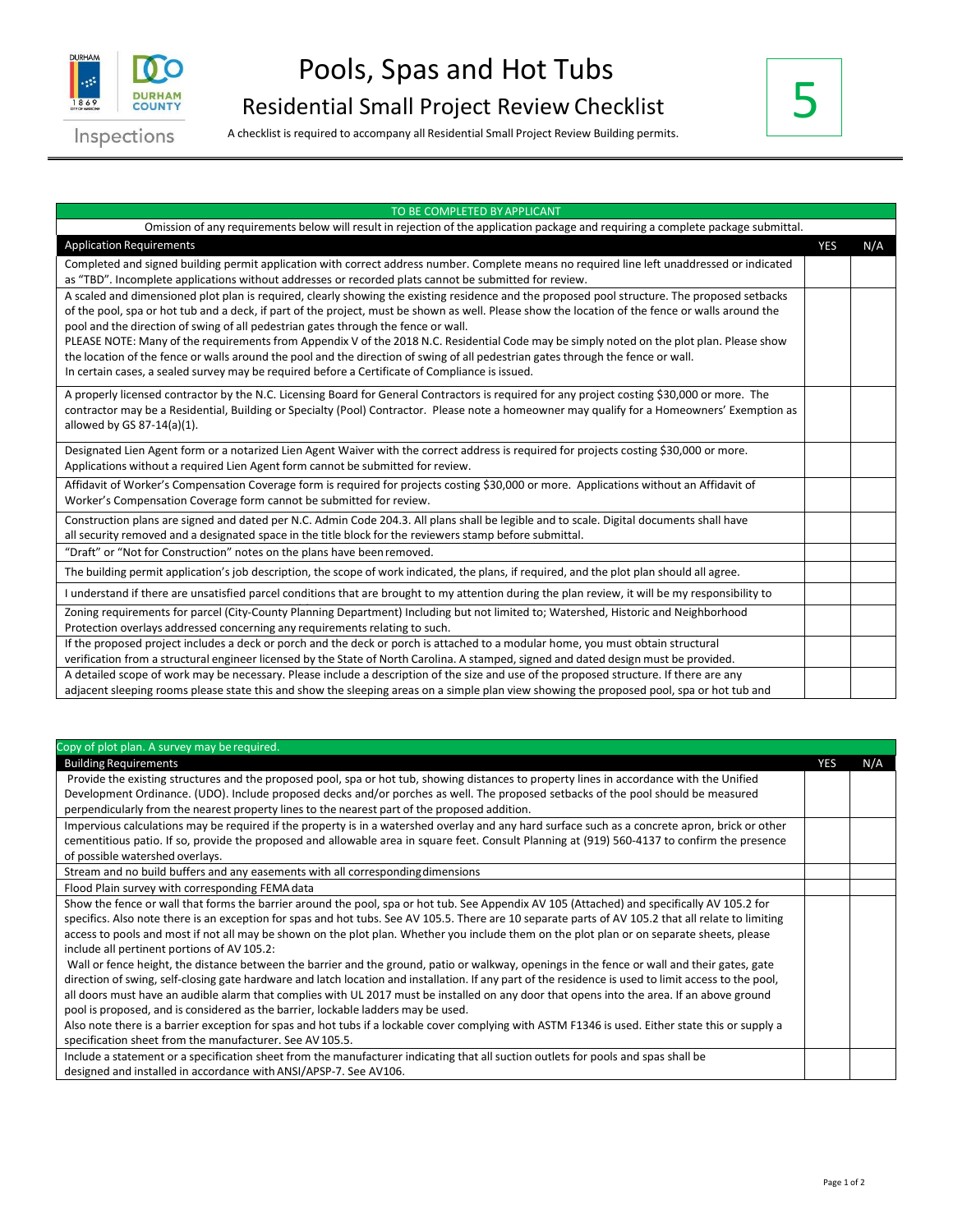# Pools, Spas and Hot Tubs

## Residential Small Project Review Checklist

A checklist is required to accompany all Residential Small Project Review Building permits.

**5**

| TO BE COMPLETED BY APPLICANT | | |
|---|---|---|
| Omission of any requirements below will result in rejection of the application package and requiring a complete package submittal. | | |
| **Application Requirements** | **YES** | **N/A** |
| Completed and signed building permit application with correct address number. Complete means no required line left unaddressed or indicated as "TBD". Incomplete applications without addresses or recorded plats cannot be submitted for review. | | |
| A scaled and dimensioned plot plan is required, clearly showing the existing residence and the proposed pool structure. The proposed setbacks of the pool, spa or hot tub and a deck, if part of the project, must be shown as well. Please show the location of the fence or walls around the pool and the direction of swing of all pedestrian gates through the fence or wall.<br>PLEASE NOTE: Many of the requirements from Appendix V of the 2018 N.C. Residential Code may be simply noted on the plot plan. Please show the location of the fence or walls around the pool and the direction of swing of all pedestrian gates through the fence or wall.<br>In certain cases, a sealed survey may be required before a Certificate of Compliance is issued. | | |
| A properly licensed contractor by the N.C. Licensing Board for General Contractors is required for any project costing $30,000 or more. The contractor may be a Residential, Building or Specialty (Pool) Contractor. Please note a homeowner may qualify for a Homeowners' Exemption as allowed by GS 87-14(a)(1). | | |
| Designated Lien Agent form or a notarized Lien Agent Waiver with the correct address is required for projects costing $30,000 or more. Applications without a required Lien Agent form cannot be submitted for review. | | |
| Affidavit of Worker's Compensation Coverage form is required for projects costing $30,000 or more. Applications without an Affidavit of Worker's Compensation Coverage form cannot be submitted for review. | | |
| Construction plans are signed and dated per N.C. Admin Code 204.3. All plans shall be legible and to scale. Digital documents shall have all security removed and a designated space in the title block for the reviewers stamp before submittal. | | |
| "Draft" or "Not for Construction" notes on the plans have been removed. | | |
| The building permit application's job description, the scope of work indicated, the plans, if required, and the plot plan should all agree. | | |
| I understand if there are unsatisfied parcel conditions that are brought to my attention during the plan review, it will be my responsibility to | | |
| Zoning requirements for parcel (City-County Planning Department) Including but not limited to; Watershed, Historic and Neighborhood Protection overlays addressed concerning any requirements relating to such. | | |
| If the proposed project includes a deck or porch and the deck or porch is attached to a modular home, you must obtain structural verification from a structural engineer licensed by the State of North Carolina. A stamped, signed and dated design must be provided. | | |
| A detailed scope of work may be necessary. Please include a description of the size and use of the proposed structure. If there are any adjacent sleeping rooms please state this and show the sleeping areas on a simple plan view showing the proposed pool, spa or hot tub and | | |

| Copy of plot plan. A survey may be required. | | |
|---|---|---|
| **Building Requirements** | **YES** | **N/A** |
| Provide the existing structures and the proposed pool, spa or hot tub, showing distances to property lines in accordance with the Unified Development Ordinance. (UDO). Include proposed decks and/or porches as well. The proposed setbacks of the pool should be measured perpendicularly from the nearest property lines to the nearest part of the proposed addition. | | |
| Impervious calculations may be required if the property is in a watershed overlay and any hard surface such as a concrete apron, brick or other cementitious patio. If so, provide the proposed and allowable area in square feet. Consult Planning at (919) 560-4137 to confirm the presence of possible watershed overlays. | | |
| Stream and no build buffers and any easements with all corresponding dimensions | | |
| Flood Plain survey with corresponding FEMA data | | |
| Show the fence or wall that forms the barrier around the pool, spa or hot tub. See Appendix AV 105 (Attached) and specifically AV 105.2 for specifics. Also note there is an exception for spas and hot tubs. See AV 105.5. There are 10 separate parts of AV 105.2 that all relate to limiting access to pools and most if not all may be shown on the plot plan. Whether you include them on the plot plan or on separate sheets, please include all pertinent portions of AV 105.2:<br>Wall or fence height, the distance between the barrier and the ground, patio or walkway, openings in the fence or wall and their gates, gate direction of swing, self-closing gate hardware and latch location and installation. If any part of the residence is used to limit access to the pool, all doors must have an audible alarm that complies with UL 2017 must be installed on any door that opens into the area. If an above ground pool is proposed, and is considered as the barrier, lockable ladders may be used.<br>Also note there is a barrier exception for spas and hot tubs if a lockable cover complying with ASTM F1346 is used. Either state this or supply a specification sheet from the manufacturer. See AV 105.5. | | |
| Include a statement or a specification sheet from the manufacturer indicating that all suction outlets for pools and spas shall be designed and installed in accordance with ANSI/APSP-7. See AV106. | | |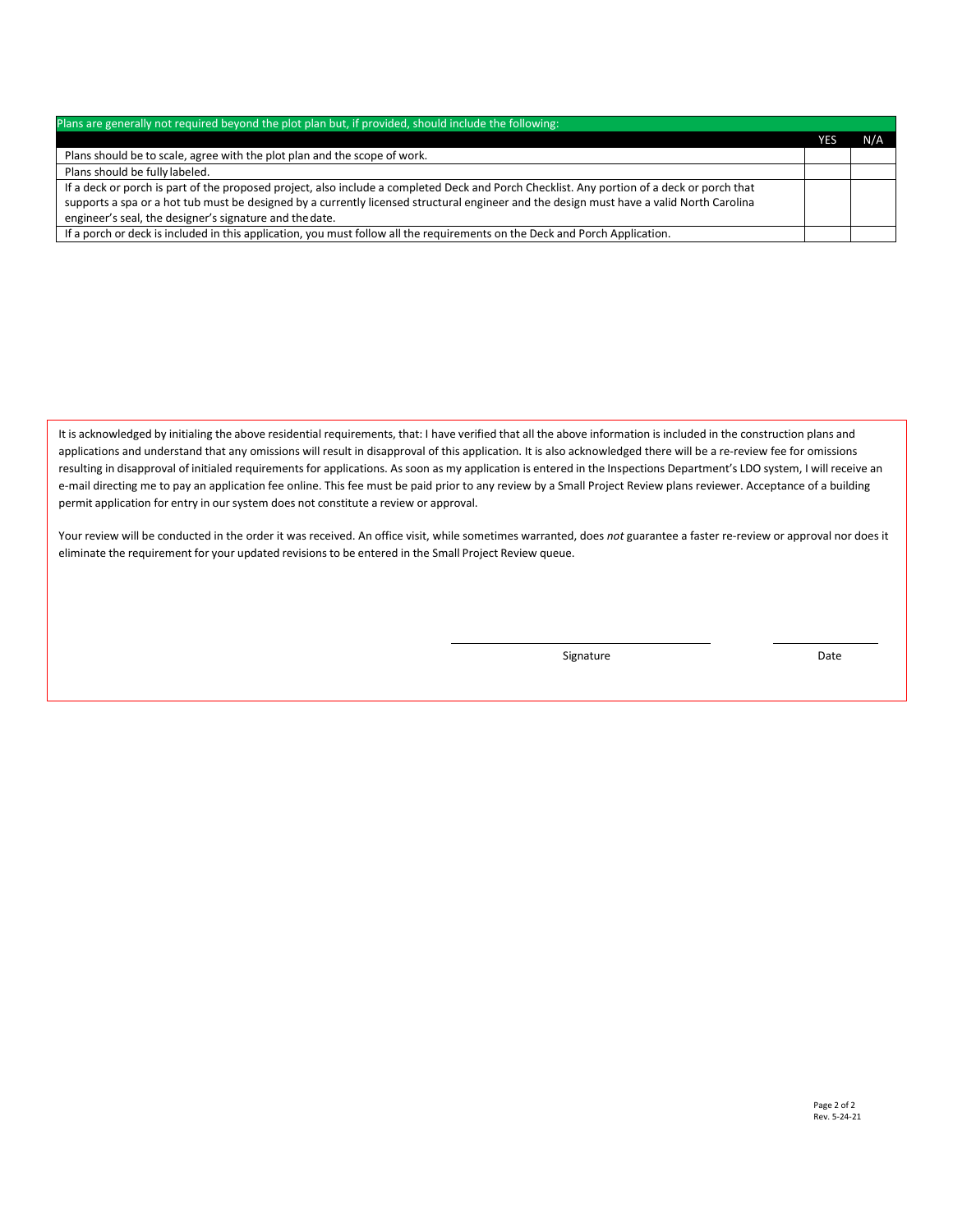| Plans are generally not required beyond the plot plan but, if provided, should include the following: | YES | N/A |
|---|---|---|
| Plans should be to scale, agree with the plot plan and the scope of work. | | |
| Plans should be fully labeled. | | |
| If a deck or porch is part of the proposed project, also include a completed Deck and Porch Checklist. Any portion of a deck or porch that supports a spa or a hot tub must be designed by a currently licensed structural engineer and the design must have a valid North Carolina engineer's seal, the designer's signature and the date. | | |
| If a porch or deck is included in this application, you must follow all the requirements on the Deck and Porch Application. | | |

It is acknowledged by initialing the above residential requirements, that: I have verified that all the above information is included in the construction plans and applications and understand that any omissions will result in disapproval of this application. It is also acknowledged there will be a re-review fee for omissions resulting in disapproval of initialed requirements for applications. As soon as my application is entered in the Inspections Department's LDO system, I will receive an e-mail directing me to pay an application fee online. This fee must be paid prior to any review by a Small Project Review plans reviewer. Acceptance of a building permit application for entry in our system does not constitute a review or approval.

Your review will be conducted in the order it was received. An office visit, while sometimes warranted, does *not* guarantee a faster re-review or approval nor does it eliminate the requirement for your updated revisions to be entered in the Small Project Review queue.

\_\_\_\_\_\_\_\_\_\_\_\_\_\_\_\_\_\_\_\_\_\_\_\_\_\_\_\_\_\_ Signature

\_\_\_\_\_\_\_\_\_\_\_\_\_\_\_ Date

Rev. 5-24-21